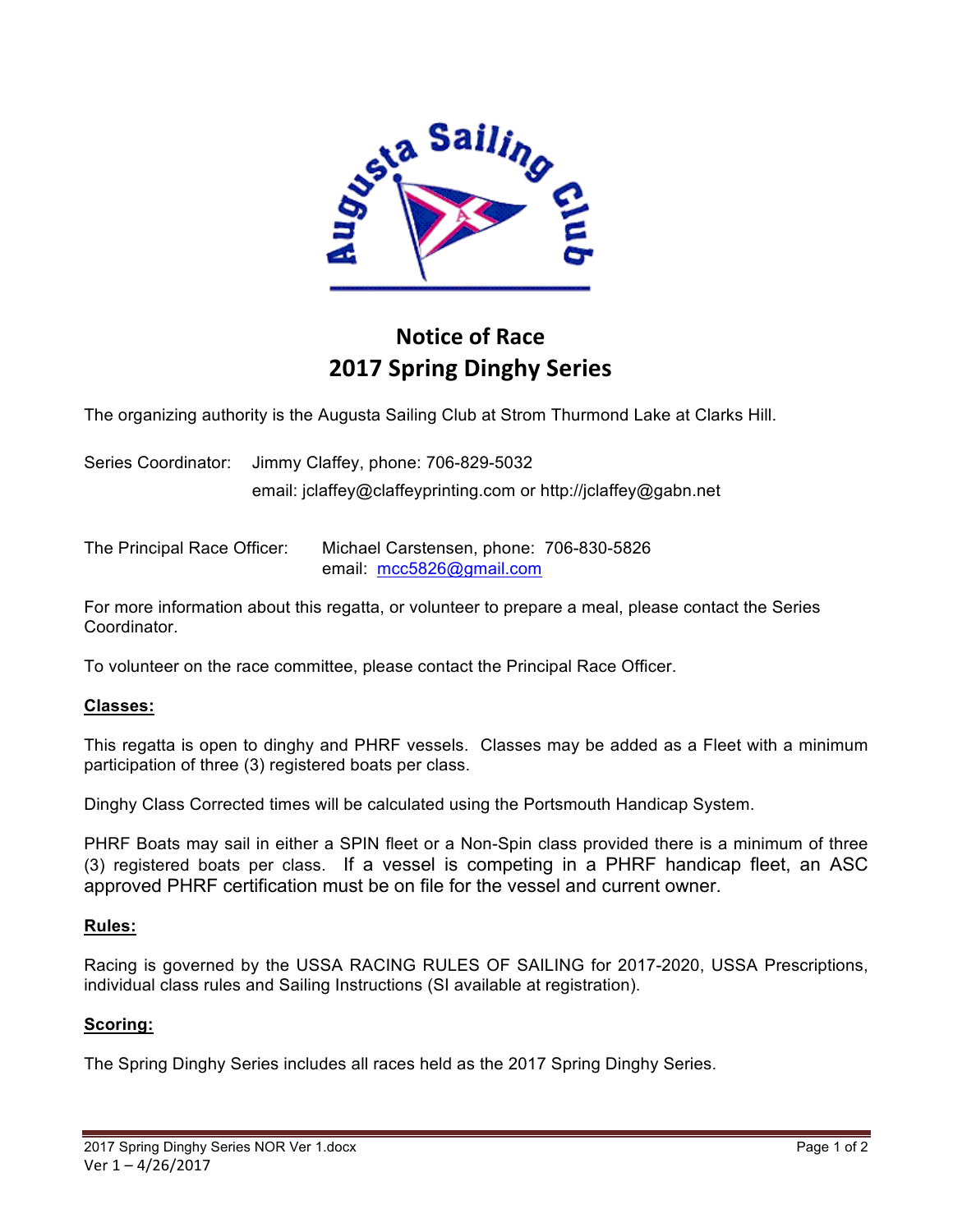# Notice of Race
# 2017 Spring Dinghy Series

The organizing authority is the Augusta Sailing Club at Strom Thurmond Lake at Clarks Hill.

Series Coordinator: Jimmy Claffey, phone: 706-829-5032
email: jclaffey@claffeyprinting.com or http://jclaffey@gabn.net

The Principal Race Officer: Michael Carstensen, phone: 706-830-5826
email: mcc5826@gmail.com

For more information about this regatta, or volunteer to prepare a meal, please contact the Series Coordinator.

To volunteer on the race committee, please contact the Principal Race Officer.

## Classes:

This regatta is open to dinghy and PHRF vessels. Classes may be added as a Fleet with a minimum participation of three (3) registered boats per class.

Dinghy Class Corrected times will be calculated using the Portsmouth Handicap System.

PHRF Boats may sail in either a SPIN fleet or a Non-Spin class provided there is a minimum of three (3) registered boats per class. If a vessel is competing in a PHRF handicap fleet, an ASC approved PHRF certification must be on file for the vessel and current owner.

## Rules:

Racing is governed by the USSA RACING RULES OF SAILING for 2017-2020, USSA Prescriptions, individual class rules and Sailing Instructions (SI available at registration).

## Scoring:

The Spring Dinghy Series includes all races held as the 2017 Spring Dinghy Series.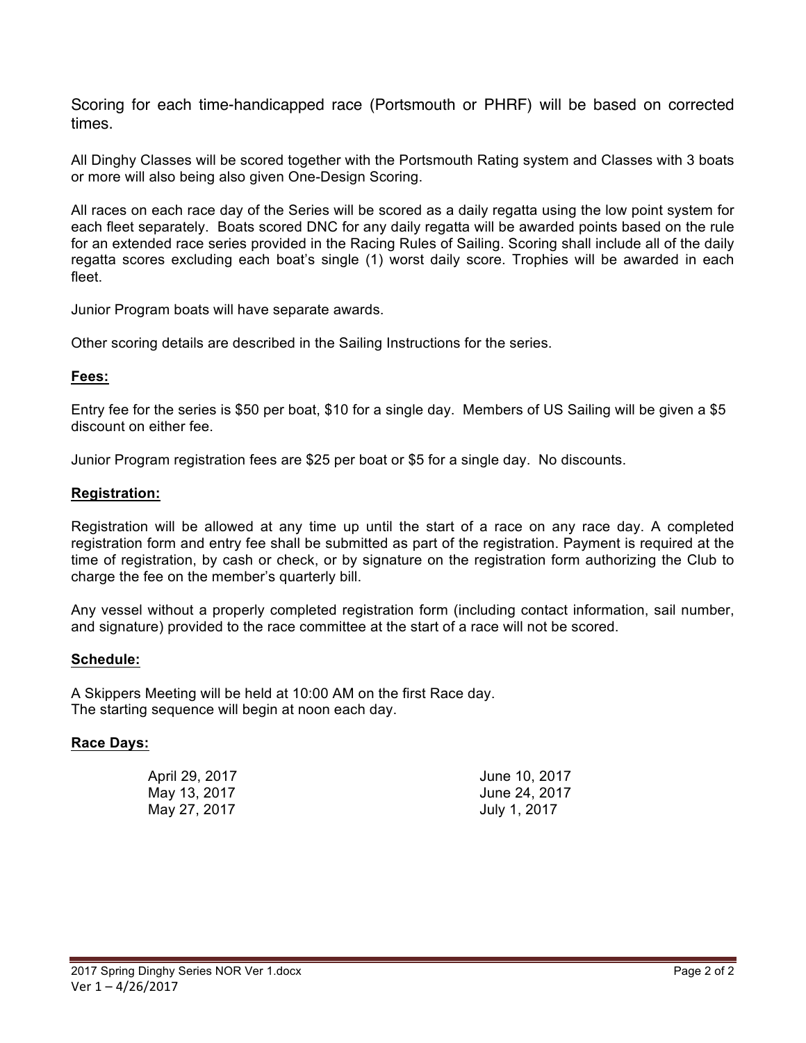Scoring for each time-handicapped race (Portsmouth or PHRF) will be based on corrected times.

All Dinghy Classes will be scored together with the Portsmouth Rating system and Classes with 3 boats or more will also being also given One-Design Scoring.

All races on each race day of the Series will be scored as a daily regatta using the low point system for each fleet separately. Boats scored DNC for any daily regatta will be awarded points based on the rule for an extended race series provided in the Racing Rules of Sailing. Scoring shall include all of the daily regatta scores excluding each boat's single (1) worst daily score. Trophies will be awarded in each fleet.

Junior Program boats will have separate awards.

Other scoring details are described in the Sailing Instructions for the series.

**Fees:**

Entry fee for the series is $50 per boat, $10 for a single day. Members of US Sailing will be given a $5 discount on either fee.

Junior Program registration fees are $25 per boat or $5 for a single day. No discounts.

**Registration:**

Registration will be allowed at any time up until the start of a race on any race day. A completed registration form and entry fee shall be submitted as part of the registration. Payment is required at the time of registration, by cash or check, or by signature on the registration form authorizing the Club to charge the fee on the member's quarterly bill.

Any vessel without a properly completed registration form (including contact information, sail number, and signature) provided to the race committee at the start of a race will not be scored.

**Schedule:**

A Skippers Meeting will be held at 10:00 AM on the first Race day.
The starting sequence will begin at noon each day.

**Race Days:**

April 29, 2017
May 13, 2017
May 27, 2017
June 10, 2017
June 24, 2017
July 1, 2017